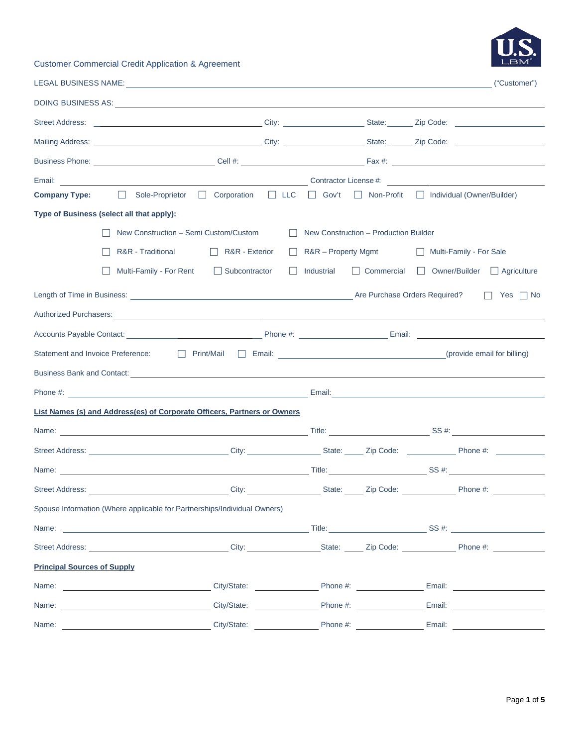Customer Commercial Credit Application & Agreement

LEGAL BUSINESS NAME: ______________________________ ("Customer")

DOING BUSINESS AS: ______________________________

Street Address: ______________ City: __________ State: ______ Zip Code: __________

Mailing Address: ______________ City: __________ State: ______ Zip Code: __________

Business Phone: __________ Cell #: __________ Fax #: __________

Email: ______________________________ Contractor License #: __________

**Company Type:** ☐ Sole-Proprietor ☐ Corporation ☐ LLC ☐ Gov't ☐ Non-Profit ☐ Individual (Owner/Builder)

**Type of Business (select all that apply):**

☐ New Construction – Semi Custom/Custom ☐ New Construction – Production Builder

☐ R&R - Traditional ☐ R&R - Exterior ☐ R&R – Property Mgmt ☐ Multi-Family - For Sale

☐ Multi-Family - For Rent ☐ Subcontractor ☐ Industrial ☐ Commercial ☐ Owner/Builder ☐ Agriculture

Length of Time in Business: ______________________________ Are Purchase Orders Required? ☐ Yes ☐ No

Authorized Purchasers: ______________________________

Accounts Payable Contact: __________ Phone #: __________ Email: __________

Statement and Invoice Preference: ☐ Print/Mail ☐ Email: ______________________________ (provide email for billing)

Business Bank and Contact: ______________________________

Phone #: ______________________________ Email: ______________________________

**List Names (s) and Address(es) of Corporate Officers, Partners or Owners**

Name: ______________________________ Title: __________ SS #: __________

Street Address: ______________ City: __________ State: ____ Zip Code: __________ Phone #: __________

Name: ______________________________ Title: __________ SS #: __________

Street Address: ______________ City: __________ State: ____ Zip Code: __________ Phone #: __________

Spouse Information (Where applicable for Partnerships/Individual Owners)

Name: ______________________________ Title: __________ SS #: __________

Street Address: ______________ City: __________ State: ____ Zip Code: __________ Phone #: __________

**Principal Sources of Supply**

Name: ______________ City/State: __________ Phone #: __________ Email: __________

Name: ______________ City/State: __________ Phone #: __________ Email: __________

Name: ______________ City/State: __________ Phone #: __________ Email: __________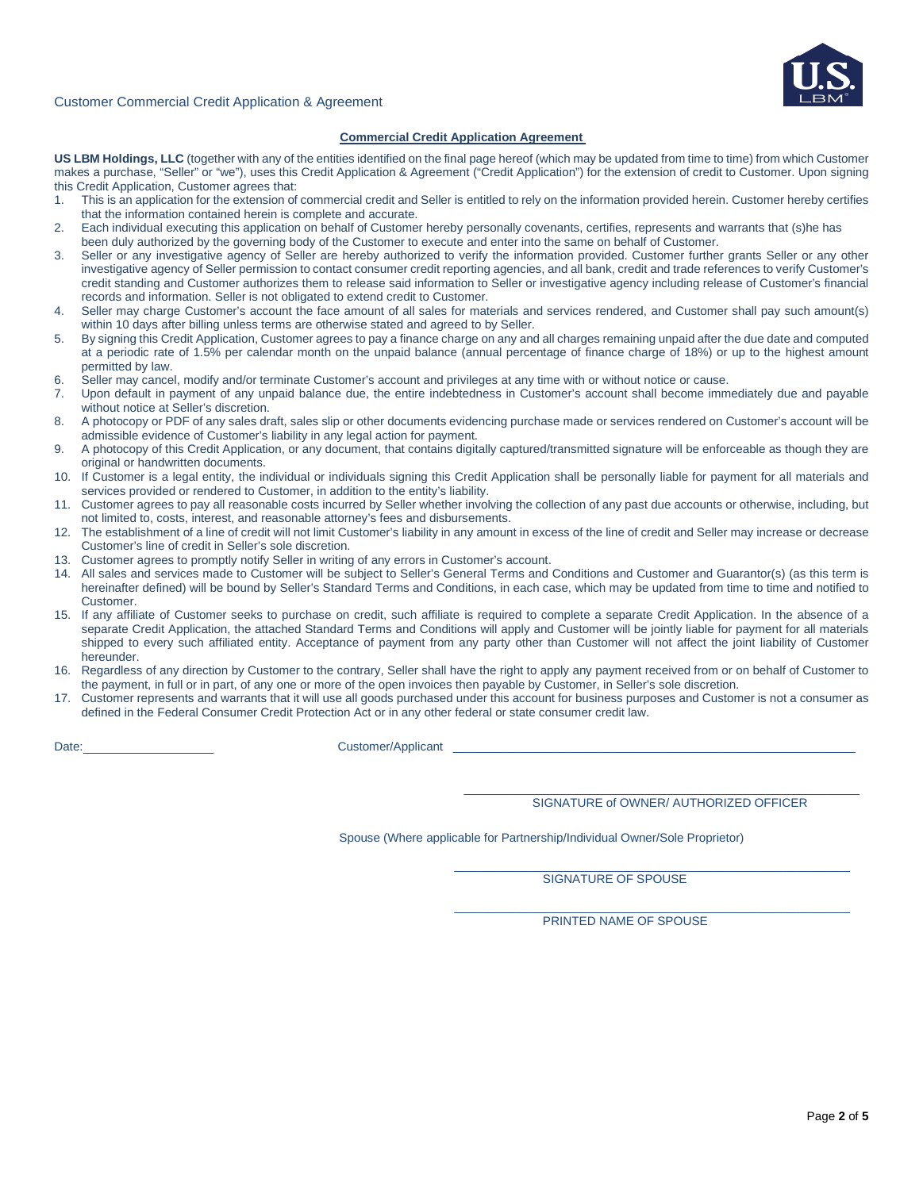Customer Commercial Credit Application & Agreement

## Commercial Credit Application Agreement

**US LBM Holdings, LLC** (together with any of the entities identified on the final page hereof (which may be updated from time to time) from which Customer makes a purchase, "Seller" or "we"), uses this Credit Application & Agreement ("Credit Application") for the extension of credit to Customer. Upon signing this Credit Application, Customer agrees that:

1. This is an application for the extension of commercial credit and Seller is entitled to rely on the information provided herein. Customer hereby certifies that the information contained herein is complete and accurate.
2. Each individual executing this application on behalf of Customer hereby personally covenants, certifies, represents and warrants that (s)he has been duly authorized by the governing body of the Customer to execute and enter into the same on behalf of Customer.
3. Seller or any investigative agency of Seller are hereby authorized to verify the information provided. Customer further grants Seller or any other investigative agency of Seller permission to contact consumer credit reporting agencies, and all bank, credit and trade references to verify Customer's credit standing and Customer authorizes them to release said information to Seller or investigative agency including release of Customer's financial records and information. Seller is not obligated to extend credit to Customer.
4. Seller may charge Customer's account the face amount of all sales for materials and services rendered, and Customer shall pay such amount(s) within 10 days after billing unless terms are otherwise stated and agreed to by Seller.
5. By signing this Credit Application, Customer agrees to pay a finance charge on any and all charges remaining unpaid after the due date and computed at a periodic rate of 1.5% per calendar month on the unpaid balance (annual percentage of finance charge of 18%) or up to the highest amount permitted by law.
6. Seller may cancel, modify and/or terminate Customer's account and privileges at any time with or without notice or cause.
7. Upon default in payment of any unpaid balance due, the entire indebtedness in Customer's account shall become immediately due and payable without notice at Seller's discretion.
8. A photocopy or PDF of any sales draft, sales slip or other documents evidencing purchase made or services rendered on Customer's account will be admissible evidence of Customer's liability in any legal action for payment.
9. A photocopy of this Credit Application, or any document, that contains digitally captured/transmitted signature will be enforceable as though they are original or handwritten documents.
10. If Customer is a legal entity, the individual or individuals signing this Credit Application shall be personally liable for payment for all materials and services provided or rendered to Customer, in addition to the entity's liability.
11. Customer agrees to pay all reasonable costs incurred by Seller whether involving the collection of any past due accounts or otherwise, including, but not limited to, costs, interest, and reasonable attorney's fees and disbursements.
12. The establishment of a line of credit will not limit Customer's liability in any amount in excess of the line of credit and Seller may increase or decrease Customer's line of credit in Seller's sole discretion.
13. Customer agrees to promptly notify Seller in writing of any errors in Customer's account.
14. All sales and services made to Customer will be subject to Seller's General Terms and Conditions and Customer and Guarantor(s) (as this term is hereinafter defined) will be bound by Seller's Standard Terms and Conditions, in each case, which may be updated from time to time and notified to Customer.
15. If any affiliate of Customer seeks to purchase on credit, such affiliate is required to complete a separate Credit Application. In the absence of a separate Credit Application, the attached Standard Terms and Conditions will apply and Customer will be jointly liable for payment for all materials shipped to every such affiliated entity. Acceptance of payment from any party other than Customer will not affect the joint liability of Customer hereunder.
16. Regardless of any direction by Customer to the contrary, Seller shall have the right to apply any payment received from or on behalf of Customer to the payment, in full or in part, of any one or more of the open invoices then payable by Customer, in Seller's sole discretion.
17. Customer represents and warrants that it will use all goods purchased under this account for business purposes and Customer is not a consumer as defined in the Federal Consumer Credit Protection Act or in any other federal or state consumer credit law.

Date: \_\_\_\_\_\_\_\_\_\_\_\_\_\_\_\_ Customer/Applicant \_\_\_\_\_\_\_\_\_\_\_\_\_\_\_\_\_\_\_\_\_\_\_\_\_\_\_\_\_\_\_\_\_\_\_\_\_\_\_\_

\_\_\_\_\_\_\_\_\_\_\_\_\_\_\_\_\_\_\_\_\_\_\_\_\_\_\_\_\_\_\_\_\_\_\_\_\_\_\_\_
SIGNATURE of OWNER/ AUTHORIZED OFFICER

Spouse (Where applicable for Partnership/Individual Owner/Sole Proprietor)

\_\_\_\_\_\_\_\_\_\_\_\_\_\_\_\_\_\_\_\_\_\_\_\_\_\_\_\_\_\_\_\_\_\_\_\_\_\_\_\_
SIGNATURE OF SPOUSE

\_\_\_\_\_\_\_\_\_\_\_\_\_\_\_\_\_\_\_\_\_\_\_\_\_\_\_\_\_\_\_\_\_\_\_\_\_\_\_\_
PRINTED NAME OF SPOUSE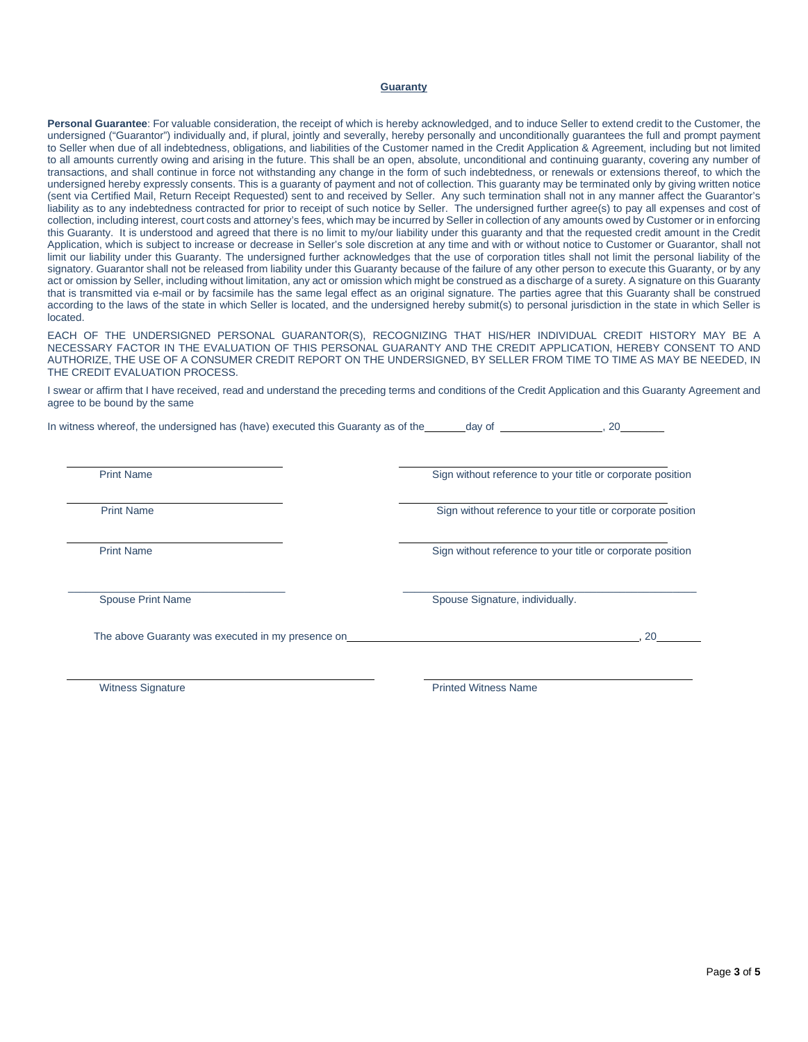## Guaranty

**Personal Guarantee**: For valuable consideration, the receipt of which is hereby acknowledged, and to induce Seller to extend credit to the Customer, the undersigned ("Guarantor") individually and, if plural, jointly and severally, hereby personally and unconditionally guarantees the full and prompt payment to Seller when due of all indebtedness, obligations, and liabilities of the Customer named in the Credit Application & Agreement, including but not limited to all amounts currently owing and arising in the future. This shall be an open, absolute, unconditional and continuing guaranty, covering any number of transactions, and shall continue in force not withstanding any change in the form of such indebtedness, or renewals or extensions thereof, to which the undersigned hereby expressly consents. This is a guaranty of payment and not of collection. This guaranty may be terminated only by giving written notice (sent via Certified Mail, Return Receipt Requested) sent to and received by Seller. Any such termination shall not in any manner affect the Guarantor's liability as to any indebtedness contracted for prior to receipt of such notice by Seller. The undersigned further agree(s) to pay all expenses and cost of collection, including interest, court costs and attorney's fees, which may be incurred by Seller in collection of any amounts owed by Customer or in enforcing this Guaranty. It is understood and agreed that there is no limit to my/our liability under this guaranty and that the requested credit amount in the Credit Application, which is subject to increase or decrease in Seller's sole discretion at any time and with or without notice to Customer or Guarantor, shall not limit our liability under this Guaranty. The undersigned further acknowledges that the use of corporation titles shall not limit the personal liability of the signatory. Guarantor shall not be released from liability under this Guaranty because of the failure of any other person to execute this Guaranty, or by any act or omission by Seller, including without limitation, any act or omission which might be construed as a discharge of a surety. A signature on this Guaranty that is transmitted via e-mail or by facsimile has the same legal effect as an original signature. The parties agree that this Guaranty shall be construed according to the laws of the state in which Seller is located, and the undersigned hereby submit(s) to personal jurisdiction in the state in which Seller is located.

EACH OF THE UNDERSIGNED PERSONAL GUARANTOR(S), RECOGNIZING THAT HIS/HER INDIVIDUAL CREDIT HISTORY MAY BE A NECESSARY FACTOR IN THE EVALUATION OF THIS PERSONAL GUARANTY AND THE CREDIT APPLICATION, HEREBY CONSENT TO AND AUTHORIZE, THE USE OF A CONSUMER CREDIT REPORT ON THE UNDERSIGNED, BY SELLER FROM TIME TO TIME AS MAY BE NEEDED, IN THE CREDIT EVALUATION PROCESS.

I swear or affirm that I have received, read and understand the preceding terms and conditions of the Credit Application and this Guaranty Agreement and agree to be bound by the same

In witness whereof, the undersigned has (have) executed this Guaranty as of the _______ day of __________________, 20________

| | |
|---|---|
| Print Name | Sign without reference to your title or corporate position |
| Print Name | Sign without reference to your title or corporate position |
| Print Name | Sign without reference to your title or corporate position |
| Spouse Print Name | Spouse Signature, individually. |

The above Guaranty was executed in my presence on ______________________________________________, 20________

| | |
|---|---|
| Witness Signature | Printed Witness Name |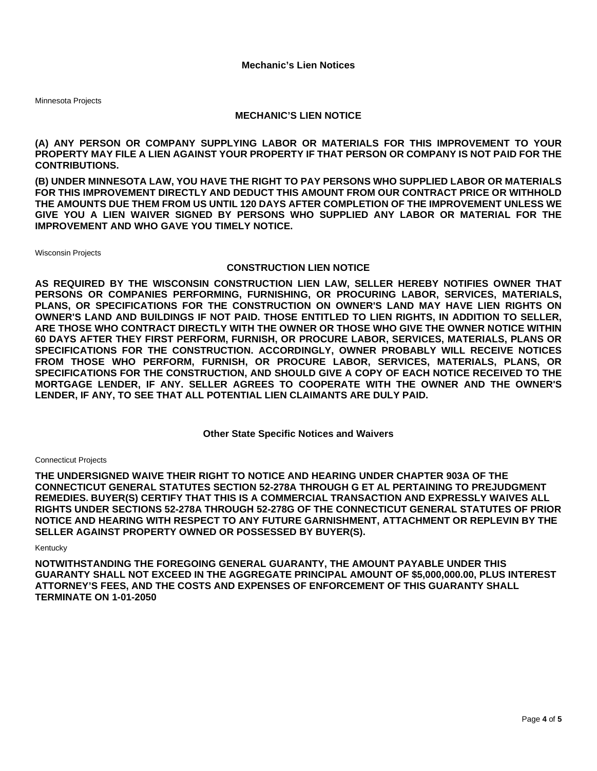## Mechanic's Lien Notices

Minnesota Projects

### MECHANIC'S LIEN NOTICE

**(A) ANY PERSON OR COMPANY SUPPLYING LABOR OR MATERIALS FOR THIS IMPROVEMENT TO YOUR PROPERTY MAY FILE A LIEN AGAINST YOUR PROPERTY IF THAT PERSON OR COMPANY IS NOT PAID FOR THE CONTRIBUTIONS.**

**(B) UNDER MINNESOTA LAW, YOU HAVE THE RIGHT TO PAY PERSONS WHO SUPPLIED LABOR OR MATERIALS FOR THIS IMPROVEMENT DIRECTLY AND DEDUCT THIS AMOUNT FROM OUR CONTRACT PRICE OR WITHHOLD THE AMOUNTS DUE THEM FROM US UNTIL 120 DAYS AFTER COMPLETION OF THE IMPROVEMENT UNLESS WE GIVE YOU A LIEN WAIVER SIGNED BY PERSONS WHO SUPPLIED ANY LABOR OR MATERIAL FOR THE IMPROVEMENT AND WHO GAVE YOU TIMELY NOTICE.**

Wisconsin Projects

### CONSTRUCTION LIEN NOTICE

**AS REQUIRED BY THE WISCONSIN CONSTRUCTION LIEN LAW, SELLER HEREBY NOTIFIES OWNER THAT PERSONS OR COMPANIES PERFORMING, FURNISHING, OR PROCURING LABOR, SERVICES, MATERIALS, PLANS, OR SPECIFICATIONS FOR THE CONSTRUCTION ON OWNER'S LAND MAY HAVE LIEN RIGHTS ON OWNER'S LAND AND BUILDINGS IF NOT PAID. THOSE ENTITLED TO LIEN RIGHTS, IN ADDITION TO SELLER, ARE THOSE WHO CONTRACT DIRECTLY WITH THE OWNER OR THOSE WHO GIVE THE OWNER NOTICE WITHIN 60 DAYS AFTER THEY FIRST PERFORM, FURNISH, OR PROCURE LABOR, SERVICES, MATERIALS, PLANS OR SPECIFICATIONS FOR THE CONSTRUCTION. ACCORDINGLY, OWNER PROBABLY WILL RECEIVE NOTICES FROM THOSE WHO PERFORM, FURNISH, OR PROCURE LABOR, SERVICES, MATERIALS, PLANS, OR SPECIFICATIONS FOR THE CONSTRUCTION, AND SHOULD GIVE A COPY OF EACH NOTICE RECEIVED TO THE MORTGAGE LENDER, IF ANY. SELLER AGREES TO COOPERATE WITH THE OWNER AND THE OWNER'S LENDER, IF ANY, TO SEE THAT ALL POTENTIAL LIEN CLAIMANTS ARE DULY PAID.**

## Other State Specific Notices and Waivers

Connecticut Projects

**THE UNDERSIGNED WAIVE THEIR RIGHT TO NOTICE AND HEARING UNDER CHAPTER 903A OF THE CONNECTICUT GENERAL STATUTES SECTION 52-278A THROUGH G ET AL PERTAINING TO PREJUDGMENT REMEDIES. BUYER(S) CERTIFY THAT THIS IS A COMMERCIAL TRANSACTION AND EXPRESSLY WAIVES ALL RIGHTS UNDER SECTIONS 52-278A THROUGH 52-278G OF THE CONNECTICUT GENERAL STATUTES OF PRIOR NOTICE AND HEARING WITH RESPECT TO ANY FUTURE GARNISHMENT, ATTACHMENT OR REPLEVIN BY THE SELLER AGAINST PROPERTY OWNED OR POSSESSED BY BUYER(S).**

Kentucky

**NOTWITHSTANDING THE FOREGOING GENERAL GUARANTY, THE AMOUNT PAYABLE UNDER THIS GUARANTY SHALL NOT EXCEED IN THE AGGREGATE PRINCIPAL AMOUNT OF $5,000,000.00, PLUS INTEREST ATTORNEY'S FEES, AND THE COSTS AND EXPENSES OF ENFORCEMENT OF THIS GUARANTY SHALL TERMINATE ON 1-01-2050**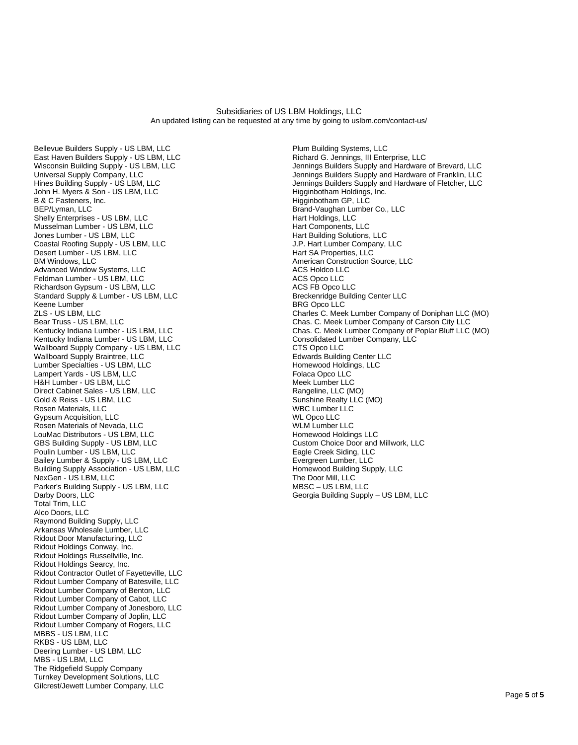Subsidiaries of US LBM Holdings, LLC

An updated listing can be requested at any time by going to uslbm.com/contact-us/

Bellevue Builders Supply - US LBM, LLC
East Haven Builders Supply - US LBM, LLC
Wisconsin Building Supply - US LBM, LLC
Universal Supply Company, LLC
Hines Building Supply - US LBM, LLC
John H. Myers & Son - US LBM, LLC
B & C Fasteners, Inc.
BEP/Lyman, LLC
Shelly Enterprises - US LBM, LLC
Musselman Lumber - US LBM, LLC
Jones Lumber - US LBM, LLC
Coastal Roofing Supply - US LBM, LLC
Desert Lumber - US LBM, LLC
BM Windows, LLC
Advanced Window Systems, LLC
Feldman Lumber - US LBM, LLC
Richardson Gypsum - US LBM, LLC
Standard Supply & Lumber - US LBM, LLC
Keene Lumber
ZLS - US LBM, LLC
Bear Truss - US LBM, LLC
Kentucky Indiana Lumber - US LBM, LLC
Kentucky Indiana Lumber - US LBM, LLC
Wallboard Supply Company - US LBM, LLC
Wallboard Supply Braintree, LLC
Lumber Specialties - US LBM, LLC
Lampert Yards - US LBM, LLC
H&H Lumber - US LBM, LLC
Direct Cabinet Sales - US LBM, LLC
Gold & Reiss - US LBM, LLC
Rosen Materials, LLC
Gypsum Acquisition, LLC
Rosen Materials of Nevada, LLC
LouMac Distributors - US LBM, LLC
GBS Building Supply - US LBM, LLC
Poulin Lumber - US LBM, LLC
Bailey Lumber & Supply - US LBM, LLC
Building Supply Association - US LBM, LLC
NexGen - US LBM, LLC
Parker's Building Supply - US LBM, LLC
Darby Doors, LLC
Total Trim, LLC
Alco Doors, LLC
Raymond Building Supply, LLC
Arkansas Wholesale Lumber, LLC
Ridout Door Manufacturing, LLC
Ridout Holdings Conway, Inc.
Ridout Holdings Russellville, Inc.
Ridout Holdings Searcy, Inc.
Ridout Contractor Outlet of Fayetteville, LLC
Ridout Lumber Company of Batesville, LLC
Ridout Lumber Company of Benton, LLC
Ridout Lumber Company of Cabot, LLC
Ridout Lumber Company of Jonesboro, LLC
Ridout Lumber Company of Joplin, LLC
Ridout Lumber Company of Rogers, LLC
MBBS - US LBM, LLC
RKBS - US LBM, LLC
Deering Lumber - US LBM, LLC
MBS - US LBM, LLC
The Ridgefield Supply Company
Turnkey Development Solutions, LLC
Gilcrest/Jewett Lumber Company, LLC
Plum Building Systems, LLC
Richard G. Jennings, III Enterprise, LLC
Jennings Builders Supply and Hardware of Brevard, LLC
Jennings Builders Supply and Hardware of Franklin, LLC
Jennings Builders Supply and Hardware of Fletcher, LLC
Higginbotham Holdings, Inc.
Higginbotham GP, LLC
Brand-Vaughan Lumber Co., LLC
Hart Holdings, LLC
Hart Components, LLC
Hart Building Solutions, LLC
J.P. Hart Lumber Company, LLC
Hart SA Properties, LLC
American Construction Source, LLC
ACS Holdco LLC
ACS Opco LLC
ACS FB Opco LLC
Breckenridge Building Center LLC
BRG Opco LLC
Charles C. Meek Lumber Company of Doniphan LLC (MO)
Chas. C. Meek Lumber Company of Carson City LLC
Chas. C. Meek Lumber Company of Poplar Bluff LLC (MO)
Consolidated Lumber Company, LLC
CTS Opco LLC
Edwards Building Center LLC
Homewood Holdings, LLC
Folaca Opco LLC
Meek Lumber LLC
Rangeline, LLC (MO)
Sunshine Realty LLC (MO)
WBC Lumber LLC
WL Opco LLC
WLM Lumber LLC
Homewood Holdings LLC
Custom Choice Door and Millwork, LLC
Eagle Creek Siding, LLC
Evergreen Lumber, LLC
Homewood Building Supply, LLC
The Door Mill, LLC
MBSC – US LBM, LLC
Georgia Building Supply – US LBM, LLC